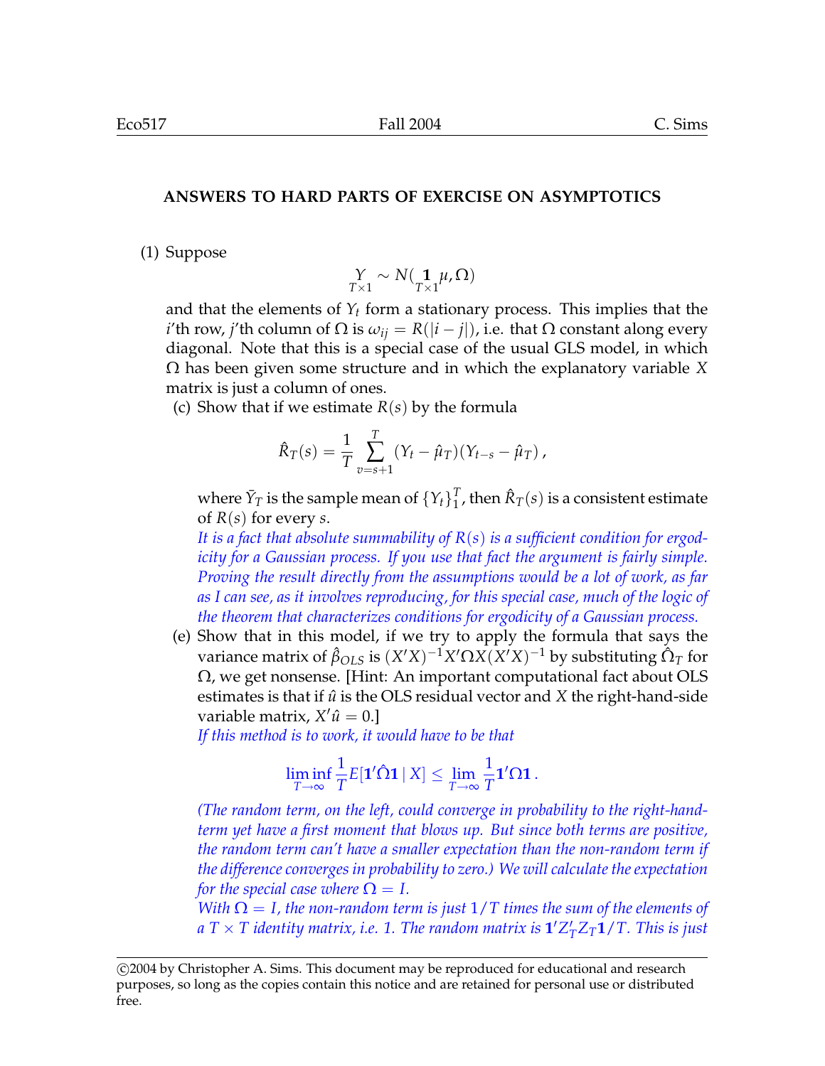## ANSWERS TO HARD PARTS OF EXERCISE ON ASYMPTOTICS

(1) Suppose

$$\underset{T\times 1}{Y} \sim N(\underset{T\times 1}{\mathbf{1}}\mu, \Omega)$$

and that the elements of $Y_t$ form a stationary process. This implies that the $i$'th row, $j$'th column of $\Omega$ is $\omega_{ij} = R(|i-j|)$, i.e. that $\Omega$ constant along every diagonal. Note that this is a special case of the usual GLS model, in which $\Omega$ has been given some structure and in which the explanatory variable $X$ matrix is just a column of ones.

(c) Show that if we estimate $R(s)$ by the formula

$$\hat{R}_T(s) = \frac{1}{T}\sum_{v=s+1}^{T}(Y_t - \hat{\mu}_T)(Y_{t-s} - \hat{\mu}_T)\,,$$

where $\bar{Y}_T$ is the sample mean of $\{Y_t\}_1^T$, then $\hat{R}_T(s)$ is a consistent estimate of $R(s)$ for every $s$.

*It is a fact that absolute summability of $R(s)$ is a sufficient condition for ergodicity for a Gaussian process. If you use that fact the argument is fairly simple. Proving the result directly from the assumptions would be a lot of work, as far as I can see, as it involves reproducing, for this special case, much of the logic of the theorem that characterizes conditions for ergodicity of a Gaussian process.*

(e) Show that in this model, if we try to apply the formula that says the variance matrix of $\hat{\beta}_{OLS}$ is $(X'X)^{-1}X'\Omega X(X'X)^{-1}$ by substituting $\hat{\Omega}_T$ for $\Omega$, we get nonsense. [Hint: An important computational fact about OLS estimates is that if $\hat{u}$ is the OLS residual vector and $X$ the right-hand-side variable matrix, $X'\hat{u} = 0$.]

*If this method is to work, it would have to be that*

$$\liminf_{T\to\infty}\frac{1}{T}E[\mathbf{1}'\hat{\Omega}\mathbf{1}\,|\,X] \leq \lim_{T\to\infty}\frac{1}{T}\mathbf{1}'\Omega\mathbf{1}\,.$$

*(The random term, on the left, could converge in probability to the right-hand-term yet have a first moment that blows up. But since both terms are positive, the random term can't have a smaller expectation than the non-random term if the difference converges in probability to zero.) We will calculate the expectation for the special case where $\Omega = I$.*

*With $\Omega = I$, the non-random term is just $1/T$ times the sum of the elements of a $T\times T$ identity matrix, i.e. 1. The random matrix is $\mathbf{1}'Z_T'Z_T\mathbf{1}/T$. This is just*

©2004 by Christopher A. Sims. This document may be reproduced for educational and research purposes, so long as the copies contain this notice and are retained for personal use or distributed free.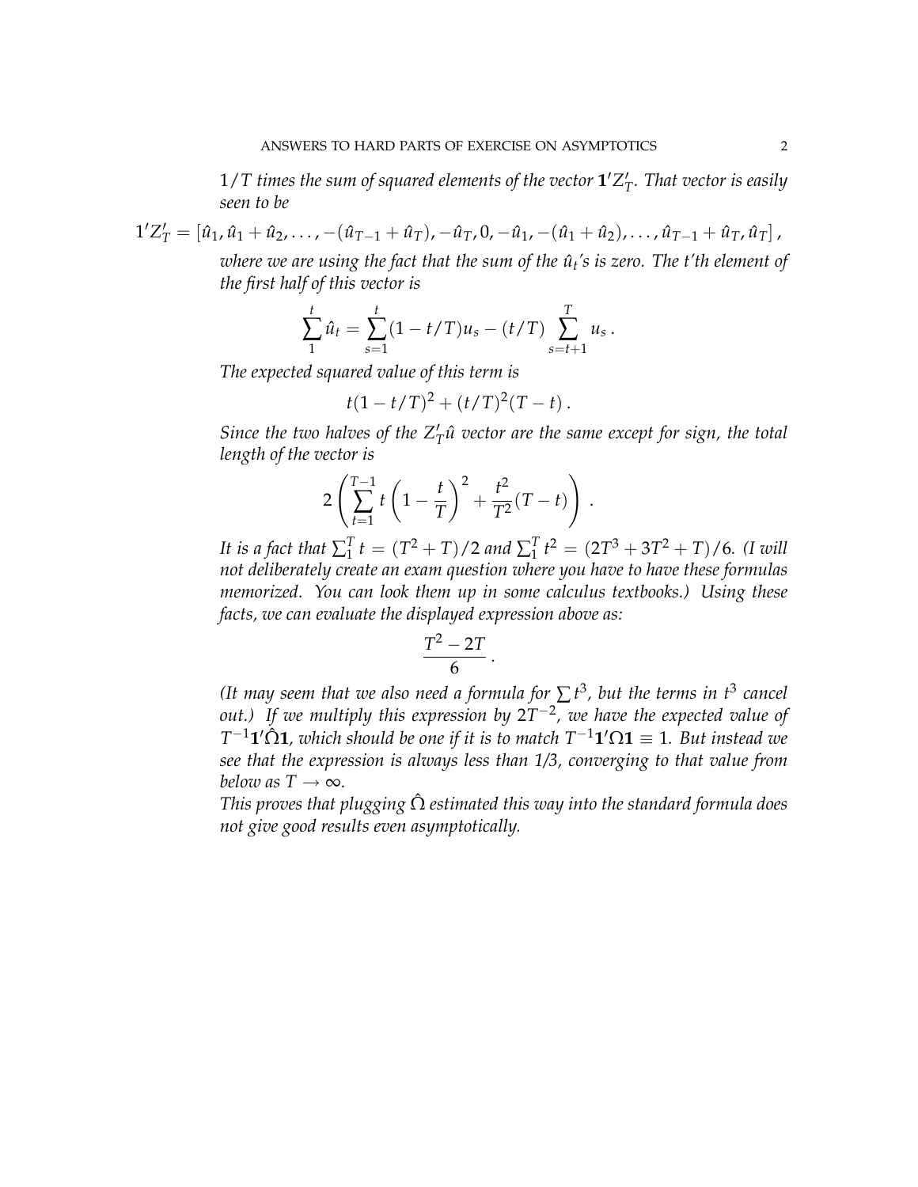*$1/T$ times the sum of squared elements of the vector $\mathbf{1}'Z_T'$. That vector is easily seen to be*

$$1'Z_T' = [\hat{u}_1, \hat{u}_1 + \hat{u}_2, \ldots, -(\hat{u}_{T-1} + \hat{u}_T), -\hat{u}_T, 0, -\hat{u}_1, -(\hat{u}_1 + \hat{u}_2), \ldots, \hat{u}_{T-1} + \hat{u}_T, \hat{u}_T]\,,$$

*where we are using the fact that the sum of the $\hat{u}_t$'s is zero. The t'th element of the first half of this vector is*

$$\sum_1^t \hat{u}_t = \sum_{s=1}^t (1 - t/T) u_s - (t/T) \sum_{s=t+1}^T u_s\,.$$

*The expected squared value of this term is*

$$t(1 - t/T)^2 + (t/T)^2 (T - t)\,.$$

*Since the two halves of the $Z_T'\hat{u}$ vector are the same except for sign, the total length of the vector is*

$$2\left(\sum_{t=1}^{T-1} t\left(1 - \frac{t}{T}\right)^2 + \frac{t^2}{T^2}(T - t)\right)\,.$$

*It is a fact that $\sum_1^T t = (T^2 + T)/2$ and $\sum_1^T t^2 = (2T^3 + 3T^2 + T)/6$. (I will not deliberately create an exam question where you have to have these formulas memorized. You can look them up in some calculus textbooks.) Using these facts, we can evaluate the displayed expression above as:*

$$\frac{T^2 - 2T}{6}\,.$$

*(It may seem that we also need a formula for $\sum t^3$, but the terms in $t^3$ cancel out.) If we multiply this expression by $2T^{-2}$, we have the expected value of $T^{-1}\mathbf{1}'\hat{\Omega}\mathbf{1}$, which should be one if it is to match $T^{-1}\mathbf{1}'\Omega\mathbf{1} \equiv 1$. But instead we see that the expression is always less than 1/3, converging to that value from below as $T \to \infty$.*

*This proves that plugging $\hat{\Omega}$ estimated this way into the standard formula does not give good results even asymptotically.*